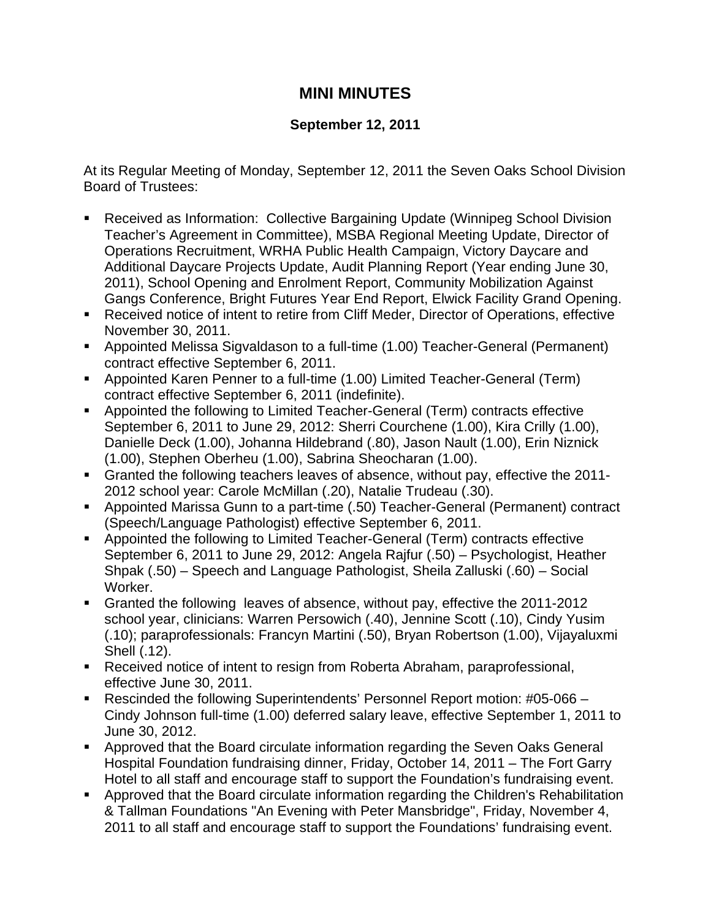# MINI MINUTES

## September 12, 2011

At its Regular Meeting of Monday, September 12, 2011 the Seven Oaks School Division Board of Trustees:

- Received as Information: Collective Bargaining Update (Winnipeg School Division Teacher's Agreement in Committee), MSBA Regional Meeting Update, Director of Operations Recruitment, WRHA Public Health Campaign, Victory Daycare and Additional Daycare Projects Update, Audit Planning Report (Year ending June 30, 2011), School Opening and Enrolment Report, Community Mobilization Against Gangs Conference, Bright Futures Year End Report, Elwick Facility Grand Opening.
- Received notice of intent to retire from Cliff Meder, Director of Operations, effective November 30, 2011.
- Appointed Melissa Sigvaldason to a full-time (1.00) Teacher-General (Permanent) contract effective September 6, 2011.
- Appointed Karen Penner to a full-time (1.00) Limited Teacher-General (Term) contract effective September 6, 2011 (indefinite).
- Appointed the following to Limited Teacher-General (Term) contracts effective September 6, 2011 to June 29, 2012: Sherri Courchene (1.00), Kira Crilly (1.00), Danielle Deck (1.00), Johanna Hildebrand (.80), Jason Nault (1.00), Erin Niznick (1.00), Stephen Oberheu (1.00), Sabrina Sheocharan (1.00).
- Granted the following teachers leaves of absence, without pay, effective the 2011-2012 school year: Carole McMillan (.20), Natalie Trudeau (.30).
- Appointed Marissa Gunn to a part-time (.50) Teacher-General (Permanent) contract (Speech/Language Pathologist) effective September 6, 2011.
- Appointed the following to Limited Teacher-General (Term) contracts effective September 6, 2011 to June 29, 2012: Angela Rajfur (.50) – Psychologist, Heather Shpak (.50) – Speech and Language Pathologist, Sheila Zalluski (.60) – Social Worker.
- Granted the following leaves of absence, without pay, effective the 2011-2012 school year, clinicians: Warren Persowich (.40), Jennine Scott (.10), Cindy Yusim (.10); paraprofessionals: Francyn Martini (.50), Bryan Robertson (1.00), Vijayaluxmi Shell (.12).
- Received notice of intent to resign from Roberta Abraham, paraprofessional, effective June 30, 2011.
- Rescinded the following Superintendents' Personnel Report motion: #05-066 – Cindy Johnson full-time (1.00) deferred salary leave, effective September 1, 2011 to June 30, 2012.
- Approved that the Board circulate information regarding the Seven Oaks General Hospital Foundation fundraising dinner, Friday, October 14, 2011 – The Fort Garry Hotel to all staff and encourage staff to support the Foundation's fundraising event.
- Approved that the Board circulate information regarding the Children's Rehabilitation & Tallman Foundations "An Evening with Peter Mansbridge", Friday, November 4, 2011 to all staff and encourage staff to support the Foundations' fundraising event.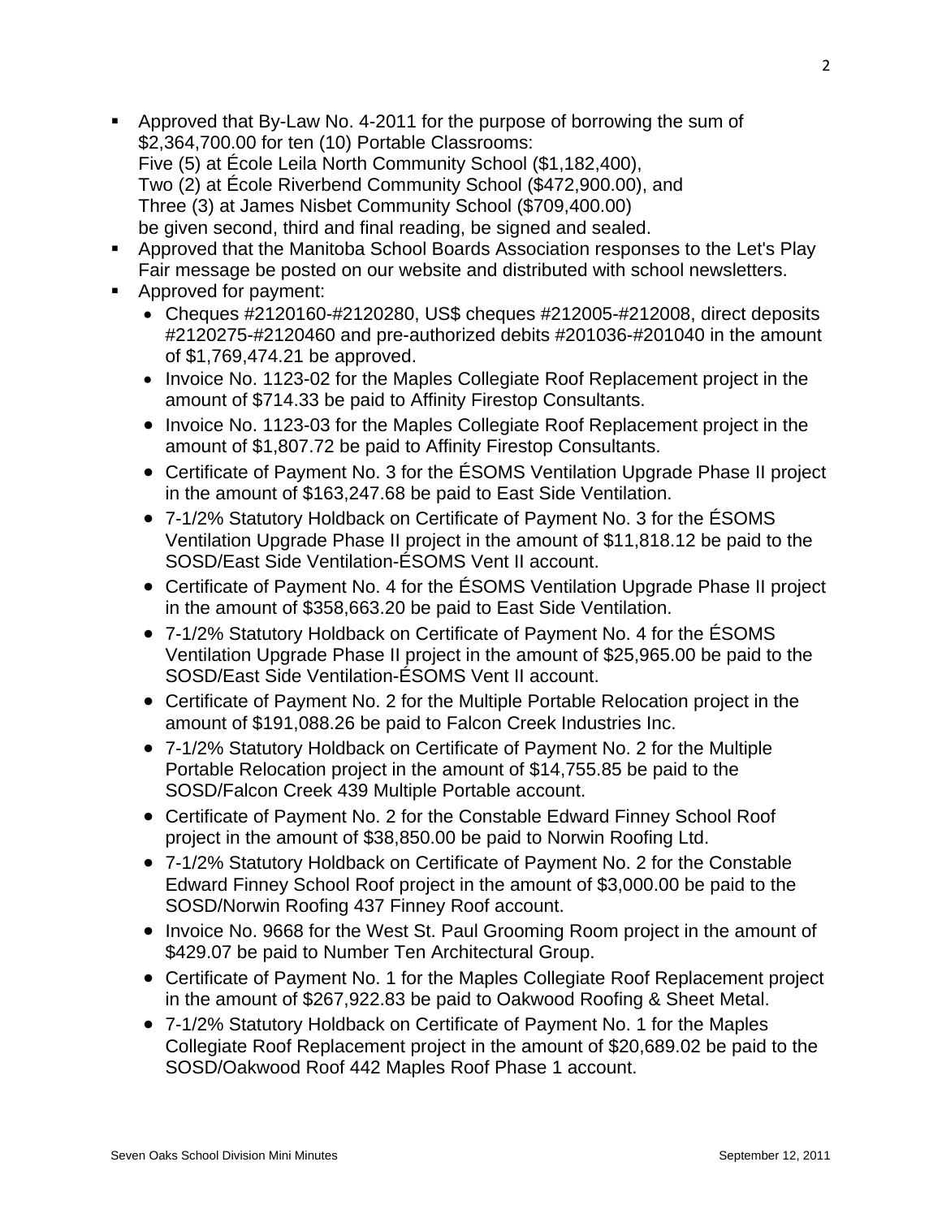- Approved that By-Law No. 4-2011 for the purpose of borrowing the sum of $2,364,700.00 for ten (10) Portable Classrooms:
  Five (5) at École Leila North Community School ($1,182,400),
  Two (2) at École Riverbend Community School ($472,900.00), and
  Three (3) at James Nisbet Community School ($709,400.00)
  be given second, third and final reading, be signed and sealed.
- Approved that the Manitoba School Boards Association responses to the Let's Play Fair message be posted on our website and distributed with school newsletters.
- Approved for payment:
  - Cheques #2120160-#2120280, US$ cheques #212005-#212008, direct deposits #2120275-#2120460 and pre-authorized debits #201036-#201040 in the amount of $1,769,474.21 be approved.
  - Invoice No. 1123-02 for the Maples Collegiate Roof Replacement project in the amount of $714.33 be paid to Affinity Firestop Consultants.
  - Invoice No. 1123-03 for the Maples Collegiate Roof Replacement project in the amount of $1,807.72 be paid to Affinity Firestop Consultants.
  - Certificate of Payment No. 3 for the ÉSOMS Ventilation Upgrade Phase II project in the amount of $163,247.68 be paid to East Side Ventilation.
  - 7-1/2% Statutory Holdback on Certificate of Payment No. 3 for the ÉSOMS Ventilation Upgrade Phase II project in the amount of $11,818.12 be paid to the SOSD/East Side Ventilation-ÉSOMS Vent II account.
  - Certificate of Payment No. 4 for the ÉSOMS Ventilation Upgrade Phase II project in the amount of $358,663.20 be paid to East Side Ventilation.
  - 7-1/2% Statutory Holdback on Certificate of Payment No. 4 for the ÉSOMS Ventilation Upgrade Phase II project in the amount of $25,965.00 be paid to the SOSD/East Side Ventilation-ÉSOMS Vent II account.
  - Certificate of Payment No. 2 for the Multiple Portable Relocation project in the amount of $191,088.26 be paid to Falcon Creek Industries Inc.
  - 7-1/2% Statutory Holdback on Certificate of Payment No. 2 for the Multiple Portable Relocation project in the amount of $14,755.85 be paid to the SOSD/Falcon Creek 439 Multiple Portable account.
  - Certificate of Payment No. 2 for the Constable Edward Finney School Roof project in the amount of $38,850.00 be paid to Norwin Roofing Ltd.
  - 7-1/2% Statutory Holdback on Certificate of Payment No. 2 for the Constable Edward Finney School Roof project in the amount of $3,000.00 be paid to the SOSD/Norwin Roofing 437 Finney Roof account.
  - Invoice No. 9668 for the West St. Paul Grooming Room project in the amount of $429.07 be paid to Number Ten Architectural Group.
  - Certificate of Payment No. 1 for the Maples Collegiate Roof Replacement project in the amount of $267,922.83 be paid to Oakwood Roofing & Sheet Metal.
  - 7-1/2% Statutory Holdback on Certificate of Payment No. 1 for the Maples Collegiate Roof Replacement project in the amount of $20,689.02 be paid to the SOSD/Oakwood Roof 442 Maples Roof Phase 1 account.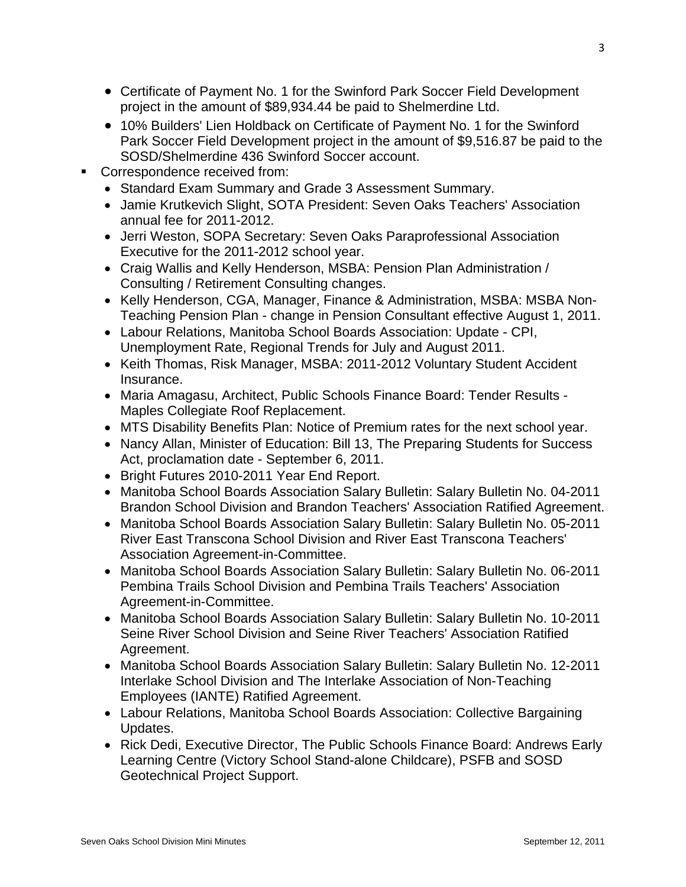- Certificate of Payment No. 1 for the Swinford Park Soccer Field Development project in the amount of $89,934.44 be paid to Shelmerdine Ltd.
- 10% Builders' Lien Holdback on Certificate of Payment No. 1 for the Swinford Park Soccer Field Development project in the amount of $9,516.87 be paid to the SOSD/Shelmerdine 436 Swinford Soccer account.

- Correspondence received from:
  - Standard Exam Summary and Grade 3 Assessment Summary.
  - Jamie Krutkevich Slight, SOTA President: Seven Oaks Teachers' Association annual fee for 2011-2012.
  - Jerri Weston, SOPA Secretary: Seven Oaks Paraprofessional Association Executive for the 2011-2012 school year.
  - Craig Wallis and Kelly Henderson, MSBA: Pension Plan Administration / Consulting / Retirement Consulting changes.
  - Kelly Henderson, CGA, Manager, Finance & Administration, MSBA: MSBA Non-Teaching Pension Plan - change in Pension Consultant effective August 1, 2011.
  - Labour Relations, Manitoba School Boards Association: Update - CPI, Unemployment Rate, Regional Trends for July and August 2011.
  - Keith Thomas, Risk Manager, MSBA: 2011-2012 Voluntary Student Accident Insurance.
  - Maria Amagasu, Architect, Public Schools Finance Board: Tender Results - Maples Collegiate Roof Replacement.
  - MTS Disability Benefits Plan: Notice of Premium rates for the next school year.
  - Nancy Allan, Minister of Education: Bill 13, The Preparing Students for Success Act, proclamation date - September 6, 2011.
  - Bright Futures 2010-2011 Year End Report.
  - Manitoba School Boards Association Salary Bulletin: Salary Bulletin No. 04-2011 Brandon School Division and Brandon Teachers' Association Ratified Agreement.
  - Manitoba School Boards Association Salary Bulletin: Salary Bulletin No. 05-2011 River East Transcona School Division and River East Transcona Teachers' Association Agreement-in-Committee.
  - Manitoba School Boards Association Salary Bulletin: Salary Bulletin No. 06-2011 Pembina Trails School Division and Pembina Trails Teachers' Association Agreement-in-Committee.
  - Manitoba School Boards Association Salary Bulletin: Salary Bulletin No. 10-2011 Seine River School Division and Seine River Teachers' Association Ratified Agreement.
  - Manitoba School Boards Association Salary Bulletin: Salary Bulletin No. 12-2011 Interlake School Division and The Interlake Association of Non-Teaching Employees (IANTE) Ratified Agreement.
  - Labour Relations, Manitoba School Boards Association: Collective Bargaining Updates.
  - Rick Dedi, Executive Director, The Public Schools Finance Board: Andrews Early Learning Centre (Victory School Stand-alone Childcare), PSFB and SOSD Geotechnical Project Support.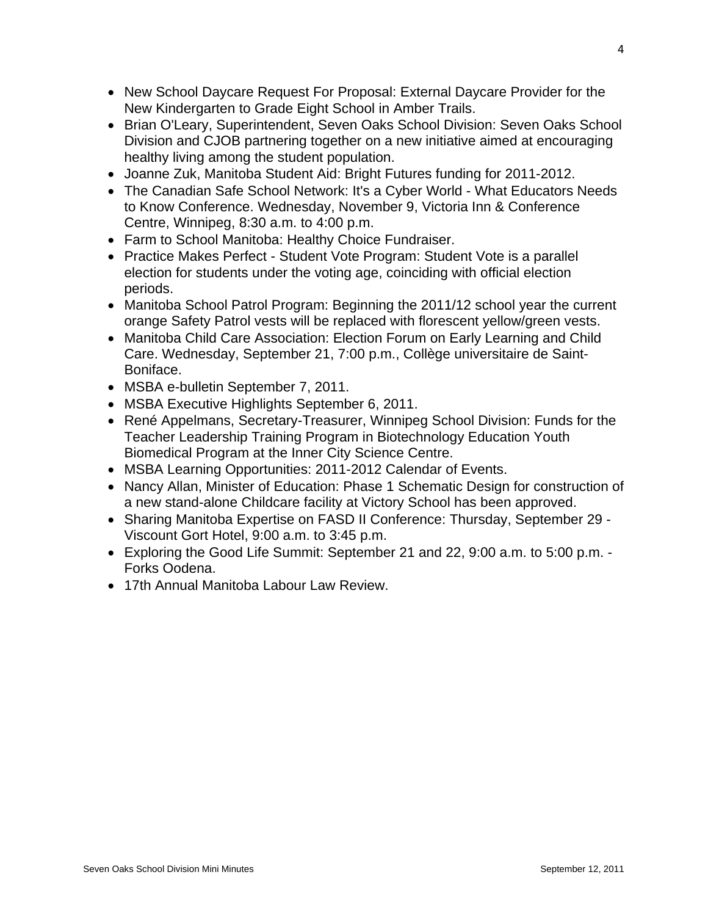- New School Daycare Request For Proposal: External Daycare Provider for the New Kindergarten to Grade Eight School in Amber Trails.
- Brian O'Leary, Superintendent, Seven Oaks School Division: Seven Oaks School Division and CJOB partnering together on a new initiative aimed at encouraging healthy living among the student population.
- Joanne Zuk, Manitoba Student Aid: Bright Futures funding for 2011-2012.
- The Canadian Safe School Network: It's a Cyber World - What Educators Needs to Know Conference. Wednesday, November 9, Victoria Inn & Conference Centre, Winnipeg, 8:30 a.m. to 4:00 p.m.
- Farm to School Manitoba: Healthy Choice Fundraiser.
- Practice Makes Perfect - Student Vote Program: Student Vote is a parallel election for students under the voting age, coinciding with official election periods.
- Manitoba School Patrol Program: Beginning the 2011/12 school year the current orange Safety Patrol vests will be replaced with florescent yellow/green vests.
- Manitoba Child Care Association: Election Forum on Early Learning and Child Care. Wednesday, September 21, 7:00 p.m., Collège universitaire de Saint-Boniface.
- MSBA e-bulletin September 7, 2011.
- MSBA Executive Highlights September 6, 2011.
- René Appelmans, Secretary-Treasurer, Winnipeg School Division: Funds for the Teacher Leadership Training Program in Biotechnology Education Youth Biomedical Program at the Inner City Science Centre.
- MSBA Learning Opportunities: 2011-2012 Calendar of Events.
- Nancy Allan, Minister of Education: Phase 1 Schematic Design for construction of a new stand-alone Childcare facility at Victory School has been approved.
- Sharing Manitoba Expertise on FASD II Conference: Thursday, September 29 - Viscount Gort Hotel, 9:00 a.m. to 3:45 p.m.
- Exploring the Good Life Summit: September 21 and 22, 9:00 a.m. to 5:00 p.m. - Forks Oodena.
- 17th Annual Manitoba Labour Law Review.